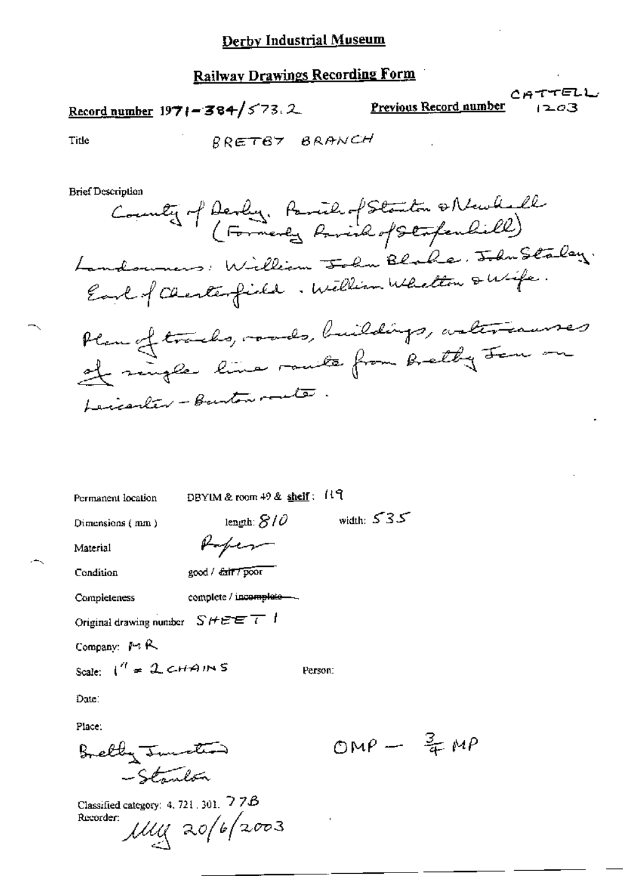# Derby Industrial Museum

## Railway Drawings Recording Form

**Record number** 1971-384/573.2

**Previous Record number** CATTELL 1203

Title: BRETBY BRANCH

Brief Description

County of Derby. Parish of Stanton & Newhall (Formerly Parish of Stapenhill)

Landowners: William John Blake. John Staley. Earl of Chesterfield. William Whetton & Wife.

Plan of tracks, roads, buildings, watercourses of single line route from Bretby Jcn on Leicester - Burton route.

Permanent location: DBYIM & room 49 & shelf: 119

Dimensions (mm): length: 810 width: 535

Material: Paper

Condition: good / ~~fair / poor~~

Completeness: complete / ~~incomplete~~

Original drawing number: SHEET 1

Company: MR

Scale: 1" = 2 CHAINS

Person:

Date:

Place:

Bretby Junction - Stanton

OMP — ¾ MP

Classified category: 4. 721. 301. 77B

Recorder: MW 20/6/2003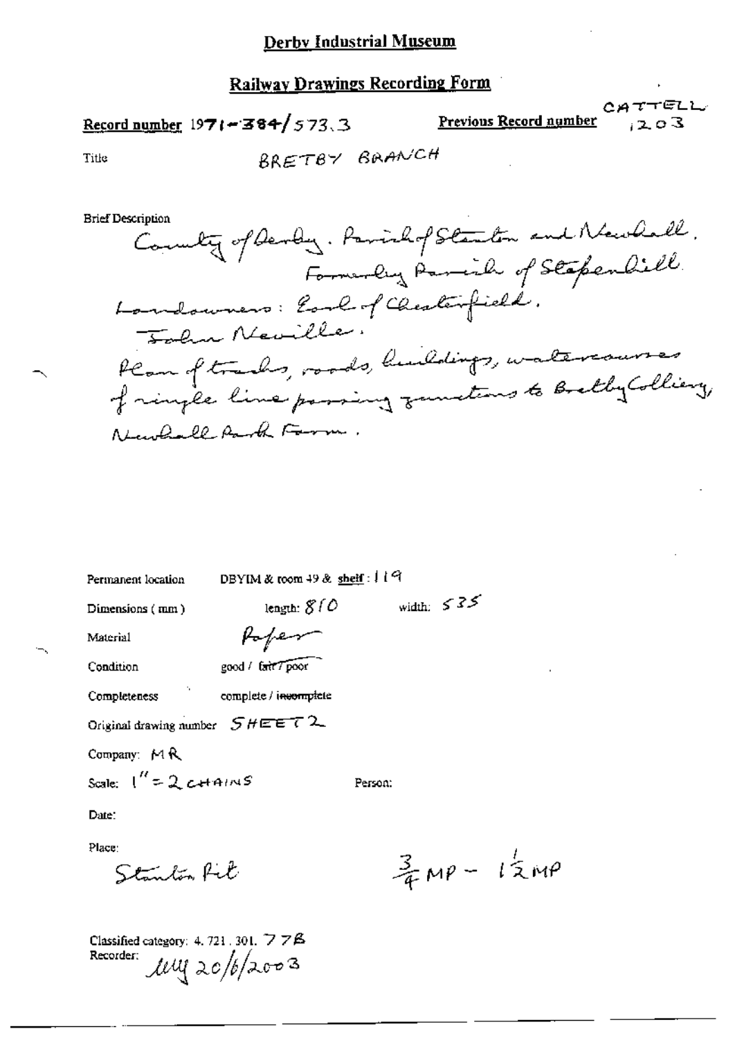# Derby Industrial Museum

## Railway Drawings Recording Form

**Record number** 1971-384/573.3

**Previous Record number** CATTELL 1203

Title: BRETBY BRANCH

Brief Description:

County of Derby. Parish of Stanton and Newhall. Formerly Parish of Stapenhill.
Landowners: Earl of Chesterfield. John Neville.
Plan of tracks, roads, buildings, watercourses of single line passing junctions to Bretby Colliery, Newhall Park Farm.

Permanent location: DBYIM & room 49 & shelf: 119

Dimensions (mm): length: 810 width: 535

Material: Paper

Condition: good / ~~fair / poor~~

Completeness: complete / ~~incomplete~~

Original drawing number: SHEET 2

Company: MR

Scale: 1" = 2 CHAINS

Person:

Date:

Place:
Stanton Pit

$\frac{3}{4}$ MP – $1\frac{1}{2}$ MP

Classified category: 4.721.301.77B

Recorder: MY 20/6/2003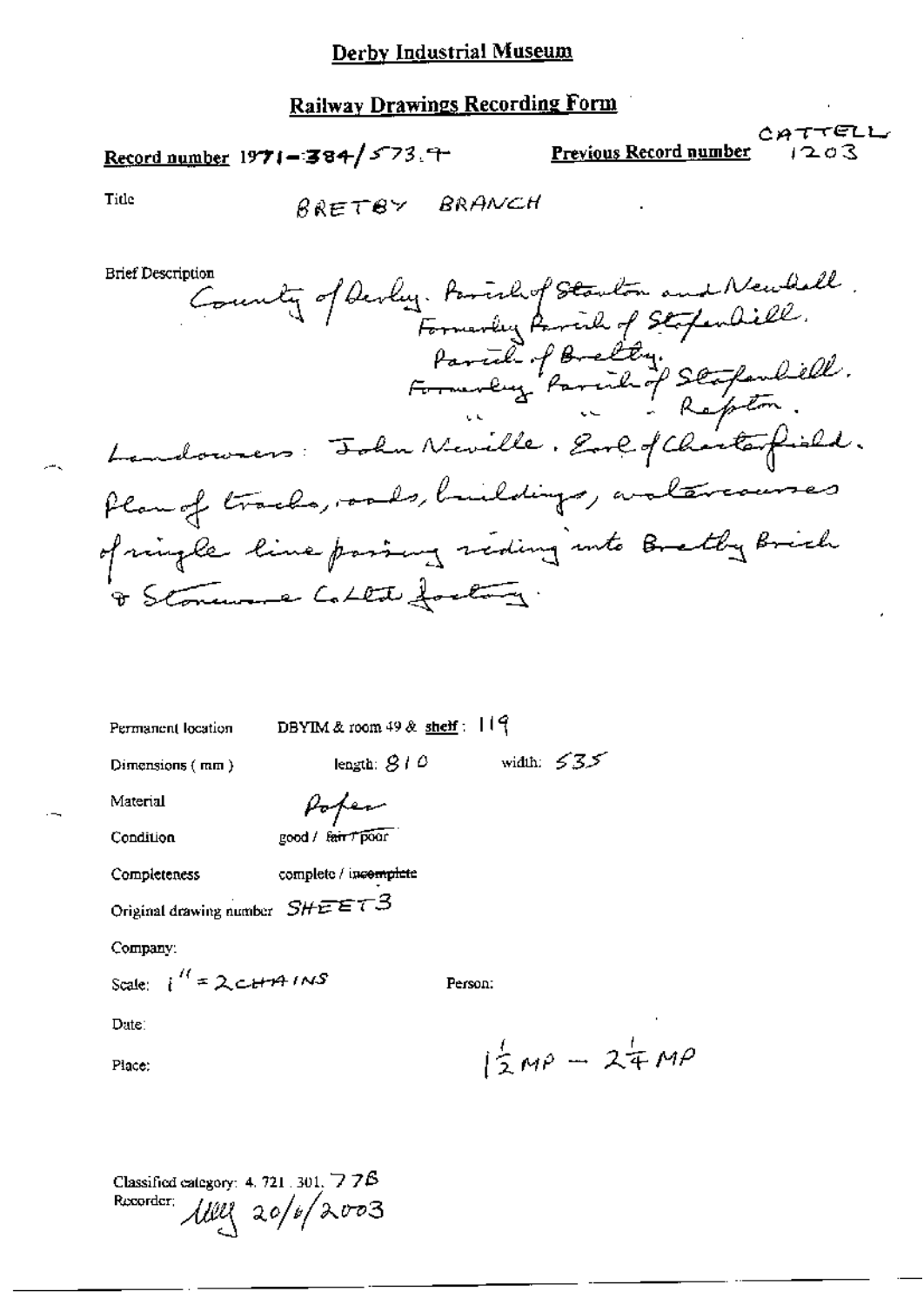# Derby Industrial Museum

## Railway Drawings Recording Form

**Record number** 1971-384/573.9

**Previous Record number** CATTELL 1203

Title BRETBY BRANCH

Brief Description

County of Derby. Parish of Stanton and Newhall.
Formerly Parish of Stapenhill.
Parish of Bretby.
Formerly Parish of Stapenhill.
" " " Repton.
Landowners: John Neville. Earl of Chesterfield.
Plan of tracks, roads, buildings, watercourses of single line passing siding into Bretby Brick & Stoneware Co Ltd factory.

Permanent location DBYIM & room 49 & shelf: 119

Dimensions (mm) length: 810 width: 535

Material Paper

Condition good / ~~fair / poor~~

Completeness complete / ~~incomplete~~

Original drawing number SHEET 3

Company:

Scale: 1" = 2 CHAINS

Person:

Date:

Place:

$1\frac{1}{2}$ MP – $2\frac{1}{4}$ MP

Classified category: 4. 721. 301. 77B

Recorder: [signature] 20/6/2003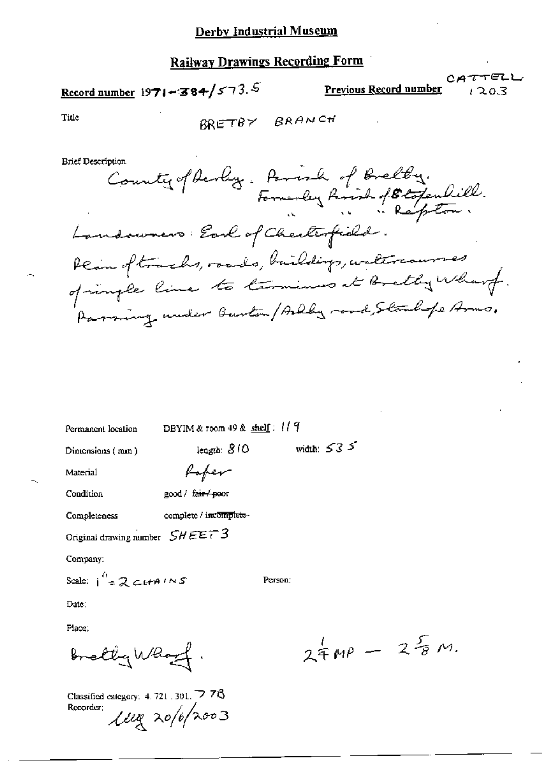# Derby Industrial Museum

## Railway Drawings Recording Form

**Record number** 1971-384/573.5

**Previous Record number** CATTELL 1203

Title: BRETBY BRANCH

Brief Description

County of Derby. Parish of Bretby.
Formerly Parish of Stapenhill.
" " " Repton.

Landowners: Earl of Chesterfield.

Plan of tracks, roads, buildings, watercourses of single line to terminus at Bretby Wharf. Passing under Burton/Ashby road, Stanhope Arms.

Permanent location: DBYIM & room 49 & shelf: 119

Dimensions (mm): length: 810 width: 535

Material: Paper

Condition: good / ~~fair / poor~~

Completeness: complete / ~~incomplete~~

Original drawing number: SHEET 3

Company:

Scale: 1" = 2 CHAINS

Person:

Date:

Place:

Bretby Wharf.

$2\frac{1}{4}$ MP — $2\frac{5}{8}$ M.

Classified category: 4.721.301.778

Recorder: lleg 20/6/2003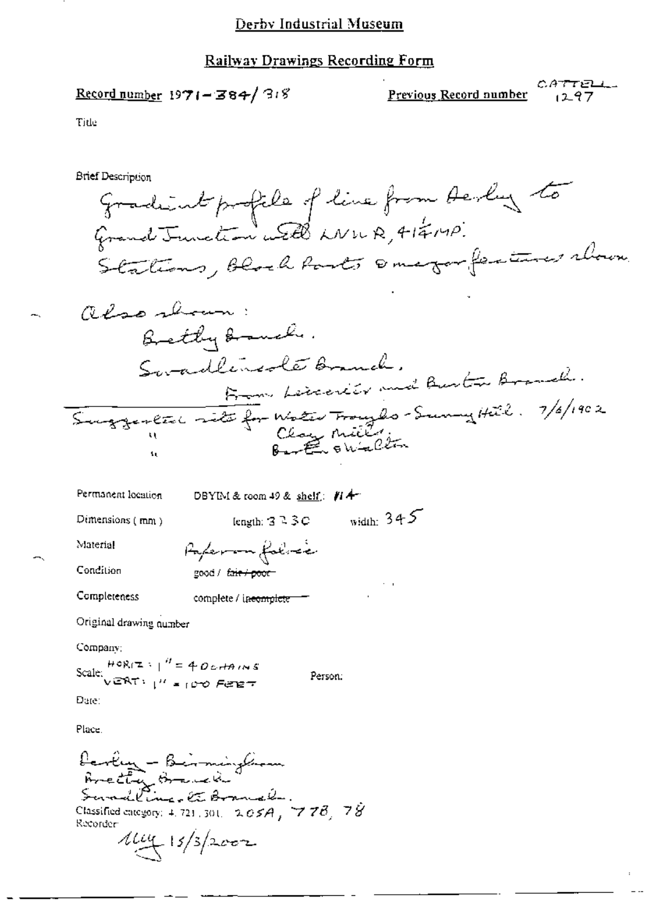Derby Industrial Museum

Railway Drawings Recording Form

Record number 1971-384/318

Previous Record number CATTELL 1297

Title

Brief Description

Gradient profile of line from Derby to Grand Junction with LNWR, 41¼MP.
Stations, Block Posts & major features shown.

Also shown:
Bretby Branch.
Swadlincote Branch.
From Leicester and Burton Branch.

Suggested site for Water Troughs - Sunny Hill. 7/6/1902
" Clay Mills.
" Barton & Walton

Permanent location DBYIM & room 49 & shelf: 114

Dimensions (mm) length: 3230 width: 345

Material Paper on fabric

Condition good / ~~fair / poor~~

Completeness complete / ~~incomplete~~

Original drawing number

Company:

Scale: HORIZ: 1" = 40 CHAINS
VERT: 1" = 100 FEET

Person:

Date:

Place:

Derby - Birmingham
Bretby Branch
Swadlincote Branch.

Classified category: 4.721.301. 205A, 77B, 78

Recorder: 15/3/2002